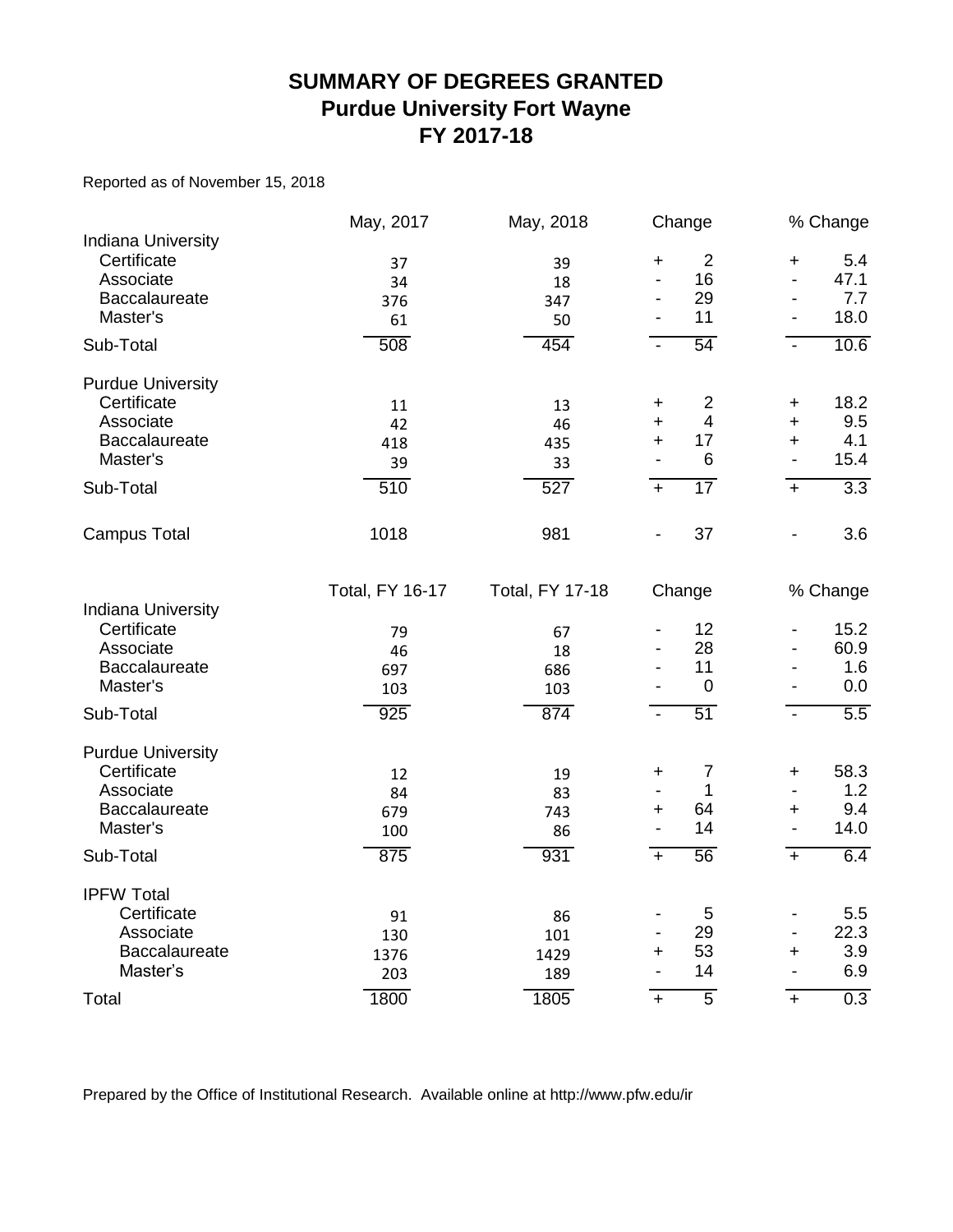# SUMMARY OF DEGREES GRANTED
## Purdue University Fort Wayne
## FY 2017-18

Reported as of November 15, 2018

| | May, 2017 | May, 2018 | Change | % Change |
|---|---|---|---|---|
| Indiana University | | | | |
| Certificate | 37 | 39 | + 2 | + 5.4 |
| Associate | 34 | 18 | - 16 | - 47.1 |
| Baccalaureate | 376 | 347 | - 29 | - 7.7 |
| Master's | 61 | 50 | - 11 | - 18.0 |
| Sub-Total | 508 | 454 | - 54 | - 10.6 |
| Purdue University | | | | |
| Certificate | 11 | 13 | + 2 | + 18.2 |
| Associate | 42 | 46 | + 4 | + 9.5 |
| Baccalaureate | 418 | 435 | + 17 | + 4.1 |
| Master's | 39 | 33 | - 6 | - 15.4 |
| Sub-Total | 510 | 527 | + 17 | + 3.3 |
| Campus Total | 1018 | 981 | - 37 | - 3.6 |

| | Total, FY 16-17 | Total, FY 17-18 | Change | % Change |
|---|---|---|---|---|
| Indiana University | | | | |
| Certificate | 79 | 67 | - 12 | - 15.2 |
| Associate | 46 | 18 | - 28 | - 60.9 |
| Baccalaureate | 697 | 686 | - 11 | - 1.6 |
| Master's | 103 | 103 | - 0 | - 0.0 |
| Sub-Total | 925 | 874 | - 51 | - 5.5 |
| Purdue University | | | | |
| Certificate | 12 | 19 | + 7 | + 58.3 |
| Associate | 84 | 83 | - 1 | - 1.2 |
| Baccalaureate | 679 | 743 | + 64 | + 9.4 |
| Master's | 100 | 86 | - 14 | - 14.0 |
| Sub-Total | 875 | 931 | + 56 | + 6.4 |
| IPFW Total | | | | |
| Certificate | 91 | 86 | - 5 | - 5.5 |
| Associate | 130 | 101 | - 29 | - 22.3 |
| Baccalaureate | 1376 | 1429 | + 53 | + 3.9 |
| Master's | 203 | 189 | - 14 | - 6.9 |
| Total | 1800 | 1805 | + 5 | + 0.3 |

Prepared by the Office of Institutional Research. Available online at http://www.pfw.edu/ir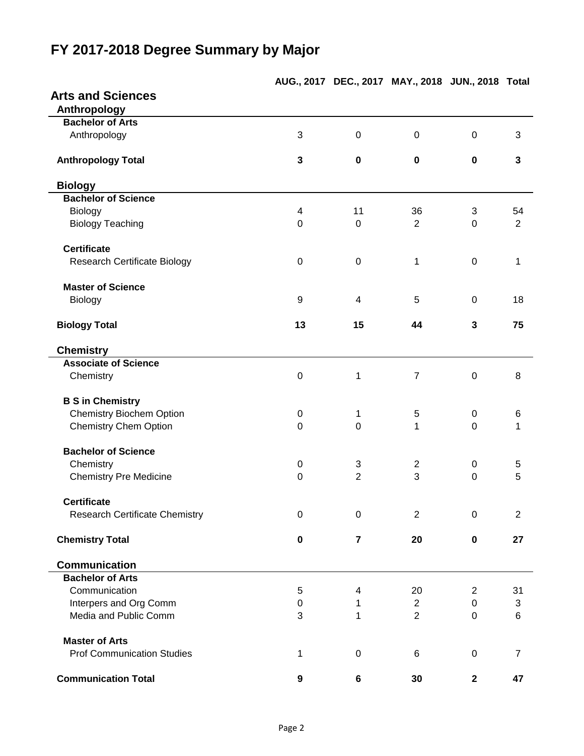# FY 2017-2018 Degree Summary by Major

| | AUG., 2017 | DEC., 2017 | MAY., 2018 | JUN., 2018 | Total |
|---|---|---|---|---|---|
| **Arts and Sciences** | | | | | |
| **Anthropology** | | | | | |
| **Bachelor of Arts** | | | | | |
| Anthropology | 3 | 0 | 0 | 0 | 3 |
| **Anthropology Total** | **3** | **0** | **0** | **0** | **3** |
| **Biology** | | | | | |
| **Bachelor of Science** | | | | | |
| Biology | 4 | 11 | 36 | 3 | 54 |
| Biology Teaching | 0 | 0 | 2 | 0 | 2 |
| **Certificate** | | | | | |
| Research Certificate Biology | 0 | 0 | 1 | 0 | 1 |
| **Master of Science** | | | | | |
| Biology | 9 | 4 | 5 | 0 | 18 |
| **Biology Total** | **13** | **15** | **44** | **3** | **75** |
| **Chemistry** | | | | | |
| **Associate of Science** | | | | | |
| Chemistry | 0 | 1 | 7 | 0 | 8 |
| **B S in Chemistry** | | | | | |
| Chemistry Biochem Option | 0 | 1 | 5 | 0 | 6 |
| Chemistry Chem Option | 0 | 0 | 1 | 0 | 1 |
| **Bachelor of Science** | | | | | |
| Chemistry | 0 | 3 | 2 | 0 | 5 |
| Chemistry Pre Medicine | 0 | 2 | 3 | 0 | 5 |
| **Certificate** | | | | | |
| Research Certificate Chemistry | 0 | 0 | 2 | 0 | 2 |
| **Chemistry Total** | **0** | **7** | **20** | **0** | **27** |
| **Communication** | | | | | |
| **Bachelor of Arts** | | | | | |
| Communication | 5 | 4 | 20 | 2 | 31 |
| Interpers and Org Comm | 0 | 1 | 2 | 0 | 3 |
| Media and Public Comm | 3 | 1 | 2 | 0 | 6 |
| **Master of Arts** | | | | | |
| Prof Communication Studies | 1 | 0 | 6 | 0 | 7 |
| **Communication Total** | **9** | **6** | **30** | **2** | **47** |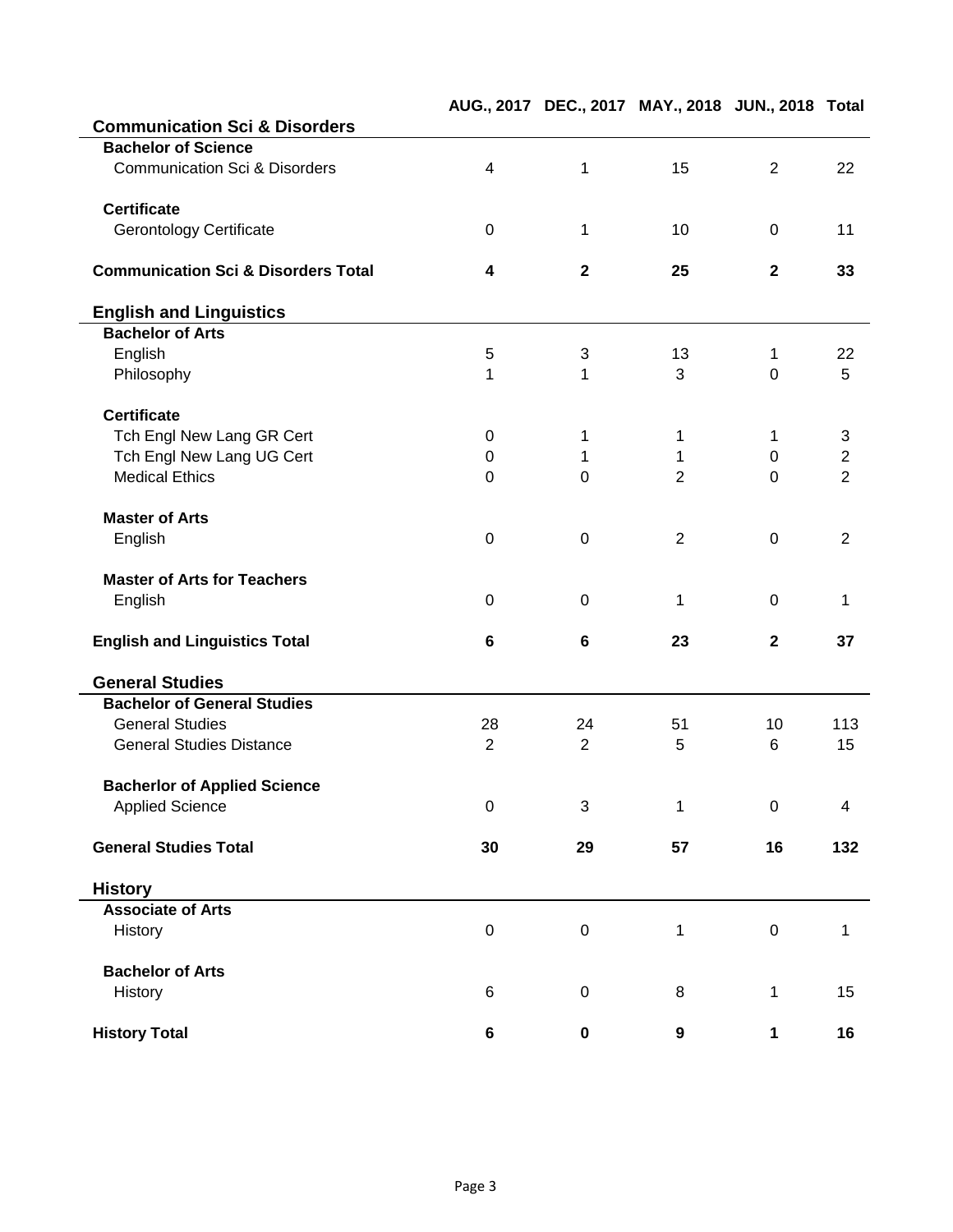| | AUG., 2017 | DEC., 2017 | MAY., 2018 | JUN., 2018 | Total |
|---|---|---|---|---|---|
| **Communication Sci & Disorders** | | | | | |
| **Bachelor of Science** | | | | | |
| Communication Sci & Disorders | 4 | 1 | 15 | 2 | 22 |
| **Certificate** | | | | | |
| Gerontology Certificate | 0 | 1 | 10 | 0 | 11 |
| **Communication Sci & Disorders Total** | **4** | **2** | **25** | **2** | **33** |
| **English and Linguistics** | | | | | |
| **Bachelor of Arts** | | | | | |
| English | 5 | 3 | 13 | 1 | 22 |
| Philosophy | 1 | 1 | 3 | 0 | 5 |
| **Certificate** | | | | | |
| Tch Engl New Lang GR Cert | 0 | 1 | 1 | 1 | 3 |
| Tch Engl New Lang UG Cert | 0 | 1 | 1 | 0 | 2 |
| Medical Ethics | 0 | 0 | 2 | 0 | 2 |
| **Master of Arts** | | | | | |
| English | 0 | 0 | 2 | 0 | 2 |
| **Master of Arts for Teachers** | | | | | |
| English | 0 | 0 | 1 | 0 | 1 |
| **English and Linguistics Total** | **6** | **6** | **23** | **2** | **37** |
| **General Studies** | | | | | |
| **Bachelor of General Studies** | | | | | |
| General Studies | 28 | 24 | 51 | 10 | 113 |
| General Studies Distance | 2 | 2 | 5 | 6 | 15 |
| **Bacherlor of Applied Science** | | | | | |
| Applied Science | 0 | 3 | 1 | 0 | 4 |
| **General Studies Total** | **30** | **29** | **57** | **16** | **132** |
| **History** | | | | | |
| **Associate of Arts** | | | | | |
| History | 0 | 0 | 1 | 0 | 1 |
| **Bachelor of Arts** | | | | | |
| History | 6 | 0 | 8 | 1 | 15 |
| **History Total** | **6** | **0** | **9** | **1** | **16** |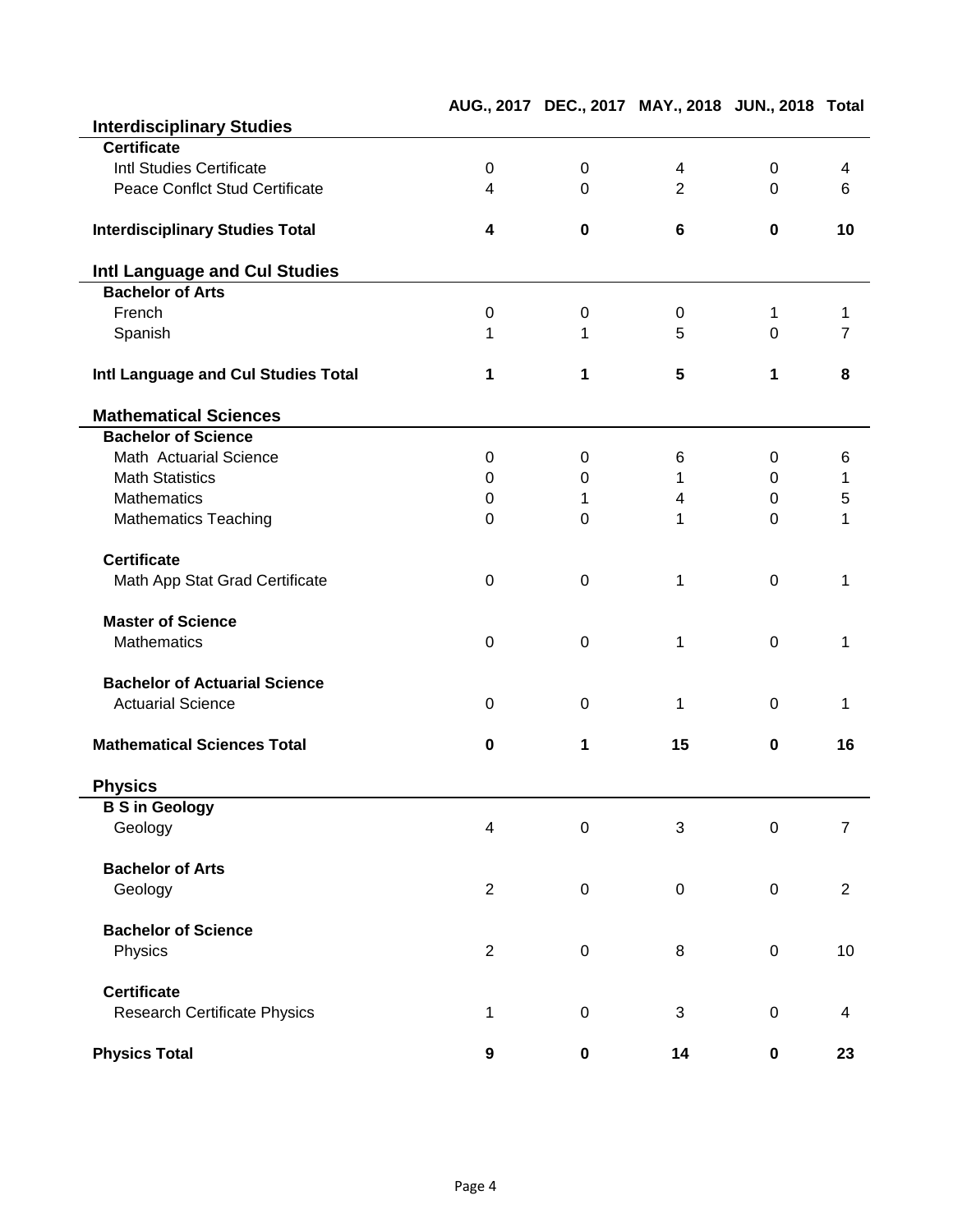| | AUG., 2017 | DEC., 2017 | MAY., 2018 | JUN., 2018 | Total |
|---|---|---|---|---|---|
| **Interdisciplinary Studies** | | | | | |
| **Certificate** | | | | | |
| Intl Studies Certificate | 0 | 0 | 4 | 0 | 4 |
| Peace Conflct Stud Certificate | 4 | 0 | 2 | 0 | 6 |
| **Interdisciplinary Studies Total** | **4** | **0** | **6** | **0** | **10** |
| **Intl Language and Cul Studies** | | | | | |
| **Bachelor of Arts** | | | | | |
| French | 0 | 0 | 0 | 1 | 1 |
| Spanish | 1 | 1 | 5 | 0 | 7 |
| **Intl Language and Cul Studies Total** | **1** | **1** | **5** | **1** | **8** |
| **Mathematical Sciences** | | | | | |
| **Bachelor of Science** | | | | | |
| Math Actuarial Science | 0 | 0 | 6 | 0 | 6 |
| Math Statistics | 0 | 0 | 1 | 0 | 1 |
| Mathematics | 0 | 1 | 4 | 0 | 5 |
| Mathematics Teaching | 0 | 0 | 1 | 0 | 1 |
| **Certificate** | | | | | |
| Math App Stat Grad Certificate | 0 | 0 | 1 | 0 | 1 |
| **Master of Science** | | | | | |
| Mathematics | 0 | 0 | 1 | 0 | 1 |
| **Bachelor of Actuarial Science** | | | | | |
| Actuarial Science | 0 | 0 | 1 | 0 | 1 |
| **Mathematical Sciences Total** | **0** | **1** | **15** | **0** | **16** |
| **Physics** | | | | | |
| **B S in Geology** | | | | | |
| Geology | 4 | 0 | 3 | 0 | 7 |
| **Bachelor of Arts** | | | | | |
| Geology | 2 | 0 | 0 | 0 | 2 |
| **Bachelor of Science** | | | | | |
| Physics | 2 | 0 | 8 | 0 | 10 |
| **Certificate** | | | | | |
| Research Certificate Physics | 1 | 0 | 3 | 0 | 4 |
| **Physics Total** | **9** | **0** | **14** | **0** | **23** |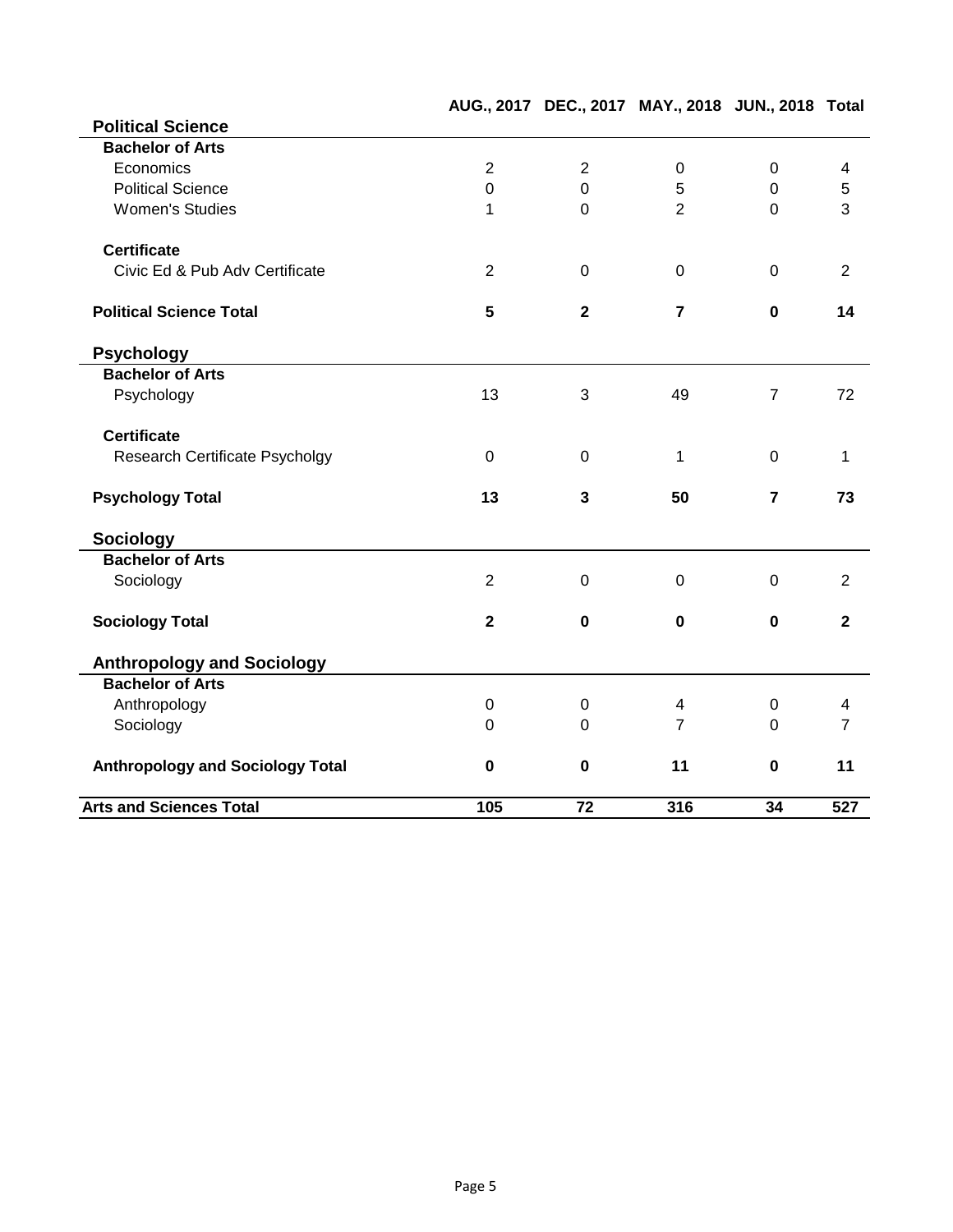| | AUG., 2017 | DEC., 2017 | MAY., 2018 | JUN., 2018 | Total |
|---|---|---|---|---|---|
| **Political Science** | | | | | |
| **Bachelor of Arts** | | | | | |
| Economics | 2 | 2 | 0 | 0 | 4 |
| Political Science | 0 | 0 | 5 | 0 | 5 |
| Women's Studies | 1 | 0 | 2 | 0 | 3 |
| **Certificate** | | | | | |
| Civic Ed & Pub Adv Certificate | 2 | 0 | 0 | 0 | 2 |
| **Political Science Total** | **5** | **2** | **7** | **0** | **14** |
| **Psychology** | | | | | |
| **Bachelor of Arts** | | | | | |
| Psychology | 13 | 3 | 49 | 7 | 72 |
| **Certificate** | | | | | |
| Research Certificate Psycholgy | 0 | 0 | 1 | 0 | 1 |
| **Psychology Total** | **13** | **3** | **50** | **7** | **73** |
| **Sociology** | | | | | |
| **Bachelor of Arts** | | | | | |
| Sociology | 2 | 0 | 0 | 0 | 2 |
| **Sociology Total** | **2** | **0** | **0** | **0** | **2** |
| **Anthropology and Sociology** | | | | | |
| **Bachelor of Arts** | | | | | |
| Anthropology | 0 | 0 | 4 | 0 | 4 |
| Sociology | 0 | 0 | 7 | 0 | 7 |
| **Anthropology and Sociology Total** | **0** | **0** | **11** | **0** | **11** |
| **Arts and Sciences Total** | **105** | **72** | **316** | **34** | **527** |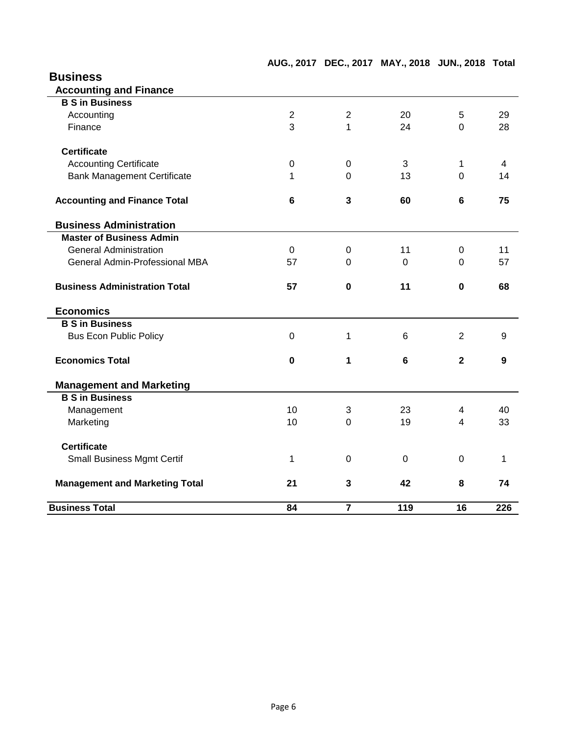| | AUG., 2017 | DEC., 2017 | MAY., 2018 | JUN., 2018 | Total |
|---|---|---|---|---|---|
| **Business** | | | | | |
| **Accounting and Finance** | | | | | |
| **B S in Business** | | | | | |
| Accounting | 2 | 2 | 20 | 5 | 29 |
| Finance | 3 | 1 | 24 | 0 | 28 |
| **Certificate** | | | | | |
| Accounting Certificate | 0 | 0 | 3 | 1 | 4 |
| Bank Management Certificate | 1 | 0 | 13 | 0 | 14 |
| **Accounting and Finance Total** | **6** | **3** | **60** | **6** | **75** |
| **Business Administration** | | | | | |
| **Master of Business Admin** | | | | | |
| General Administration | 0 | 0 | 11 | 0 | 11 |
| General Admin-Professional MBA | 57 | 0 | 0 | 0 | 57 |
| **Business Administration Total** | **57** | **0** | **11** | **0** | **68** |
| **Economics** | | | | | |
| **B S in Business** | | | | | |
| Bus Econ Public Policy | 0 | 1 | 6 | 2 | 9 |
| **Economics Total** | **0** | **1** | **6** | **2** | **9** |
| **Management and Marketing** | | | | | |
| **B S in Business** | | | | | |
| Management | 10 | 3 | 23 | 4 | 40 |
| Marketing | 10 | 0 | 19 | 4 | 33 |
| **Certificate** | | | | | |
| Small Business Mgmt Certif | 1 | 0 | 0 | 0 | 1 |
| **Management and Marketing Total** | **21** | **3** | **42** | **8** | **74** |
| **Business Total** | **84** | **7** | **119** | **16** | **226** |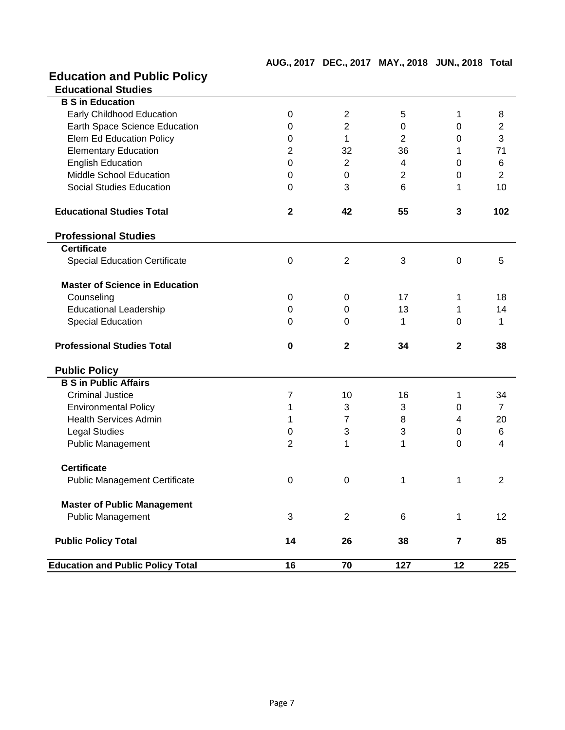## Education and Public Policy

| | AUG., 2017 | DEC., 2017 | MAY., 2018 | JUN., 2018 | Total |
|---|---|---|---|---|---|
| **Educational Studies** | | | | | |
| **B S in Education** | | | | | |
| Early Childhood Education | 0 | 2 | 5 | 1 | 8 |
| Earth Space Science Education | 0 | 2 | 0 | 0 | 2 |
| Elem Ed Education Policy | 0 | 1 | 2 | 0 | 3 |
| Elementary Education | 2 | 32 | 36 | 1 | 71 |
| English Education | 0 | 2 | 4 | 0 | 6 |
| Middle School Education | 0 | 0 | 2 | 0 | 2 |
| Social Studies Education | 0 | 3 | 6 | 1 | 10 |
| **Educational Studies Total** | **2** | **42** | **55** | **3** | **102** |
| **Professional Studies** | | | | | |
| **Certificate** | | | | | |
| Special Education Certificate | 0 | 2 | 3 | 0 | 5 |
| **Master of Science in Education** | | | | | |
| Counseling | 0 | 0 | 17 | 1 | 18 |
| Educational Leadership | 0 | 0 | 13 | 1 | 14 |
| Special Education | 0 | 0 | 1 | 0 | 1 |
| **Professional Studies Total** | **0** | **2** | **34** | **2** | **38** |
| **Public Policy** | | | | | |
| **B S in Public Affairs** | | | | | |
| Criminal Justice | 7 | 10 | 16 | 1 | 34 |
| Environmental Policy | 1 | 3 | 3 | 0 | 7 |
| Health Services Admin | 1 | 7 | 8 | 4 | 20 |
| Legal Studies | 0 | 3 | 3 | 0 | 6 |
| Public Management | 2 | 1 | 1 | 0 | 4 |
| **Certificate** | | | | | |
| Public Management Certificate | 0 | 0 | 1 | 1 | 2 |
| **Master of Public Management** | | | | | |
| Public Management | 3 | 2 | 6 | 1 | 12 |
| **Public Policy Total** | **14** | **26** | **38** | **7** | **85** |
| **Education and Public Policy Total** | **16** | **70** | **127** | **12** | **225** |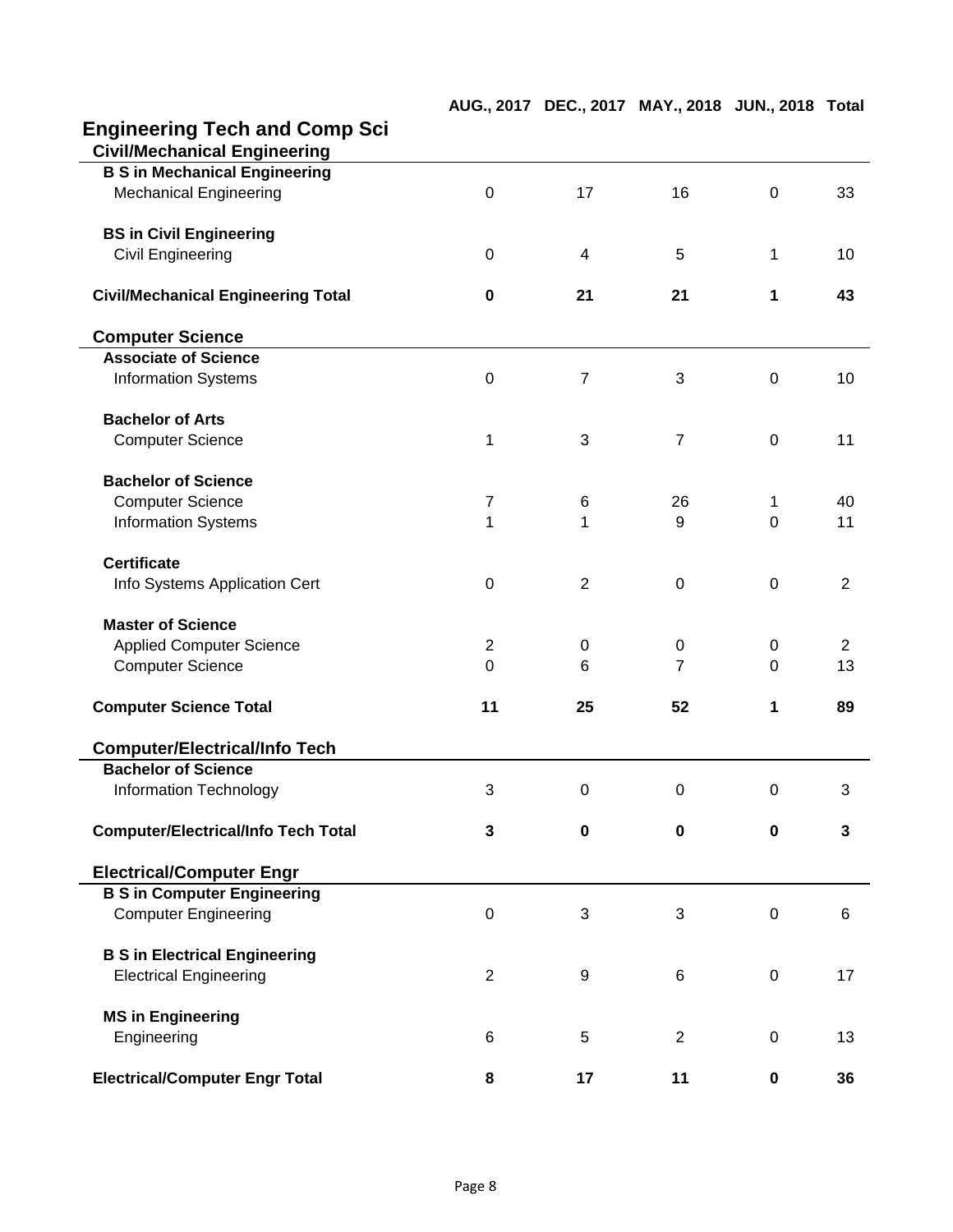## Engineering Tech and Comp Sci

### Civil/Mechanical Engineering

| | AUG., 2017 | DEC., 2017 | MAY., 2018 | JUN., 2018 | Total |
|---|---|---|---|---|---|
| **B S in Mechanical Engineering** | | | | | |
| Mechanical Engineering | 0 | 17 | 16 | 0 | 33 |
| **BS in Civil Engineering** | | | | | |
| Civil Engineering | 0 | 4 | 5 | 1 | 10 |
| **Civil/Mechanical Engineering Total** | **0** | **21** | **21** | **1** | **43** |

### Computer Science

| | AUG., 2017 | DEC., 2017 | MAY., 2018 | JUN., 2018 | Total |
|---|---|---|---|---|---|
| **Associate of Science** | | | | | |
| Information Systems | 0 | 7 | 3 | 0 | 10 |
| **Bachelor of Arts** | | | | | |
| Computer Science | 1 | 3 | 7 | 0 | 11 |
| **Bachelor of Science** | | | | | |
| Computer Science | 7 | 6 | 26 | 1 | 40 |
| Information Systems | 1 | 1 | 9 | 0 | 11 |
| **Certificate** | | | | | |
| Info Systems Application Cert | 0 | 2 | 0 | 0 | 2 |
| **Master of Science** | | | | | |
| Applied Computer Science | 2 | 0 | 0 | 0 | 2 |
| Computer Science | 0 | 6 | 7 | 0 | 13 |
| **Computer Science Total** | **11** | **25** | **52** | **1** | **89** |

### Computer/Electrical/Info Tech

| | AUG., 2017 | DEC., 2017 | MAY., 2018 | JUN., 2018 | Total |
|---|---|---|---|---|---|
| **Bachelor of Science** | | | | | |
| Information Technology | 3 | 0 | 0 | 0 | 3 |
| **Computer/Electrical/Info Tech Total** | **3** | **0** | **0** | **0** | **3** |

### Electrical/Computer Engr

| | AUG., 2017 | DEC., 2017 | MAY., 2018 | JUN., 2018 | Total |
|---|---|---|---|---|---|
| **B S in Computer Engineering** | | | | | |
| Computer Engineering | 0 | 3 | 3 | 0 | 6 |
| **B S in Electrical Engineering** | | | | | |
| Electrical Engineering | 2 | 9 | 6 | 0 | 17 |
| **MS in Engineering** | | | | | |
| Engineering | 6 | 5 | 2 | 0 | 13 |
| **Electrical/Computer Engr Total** | **8** | **17** | **11** | **0** | **36** |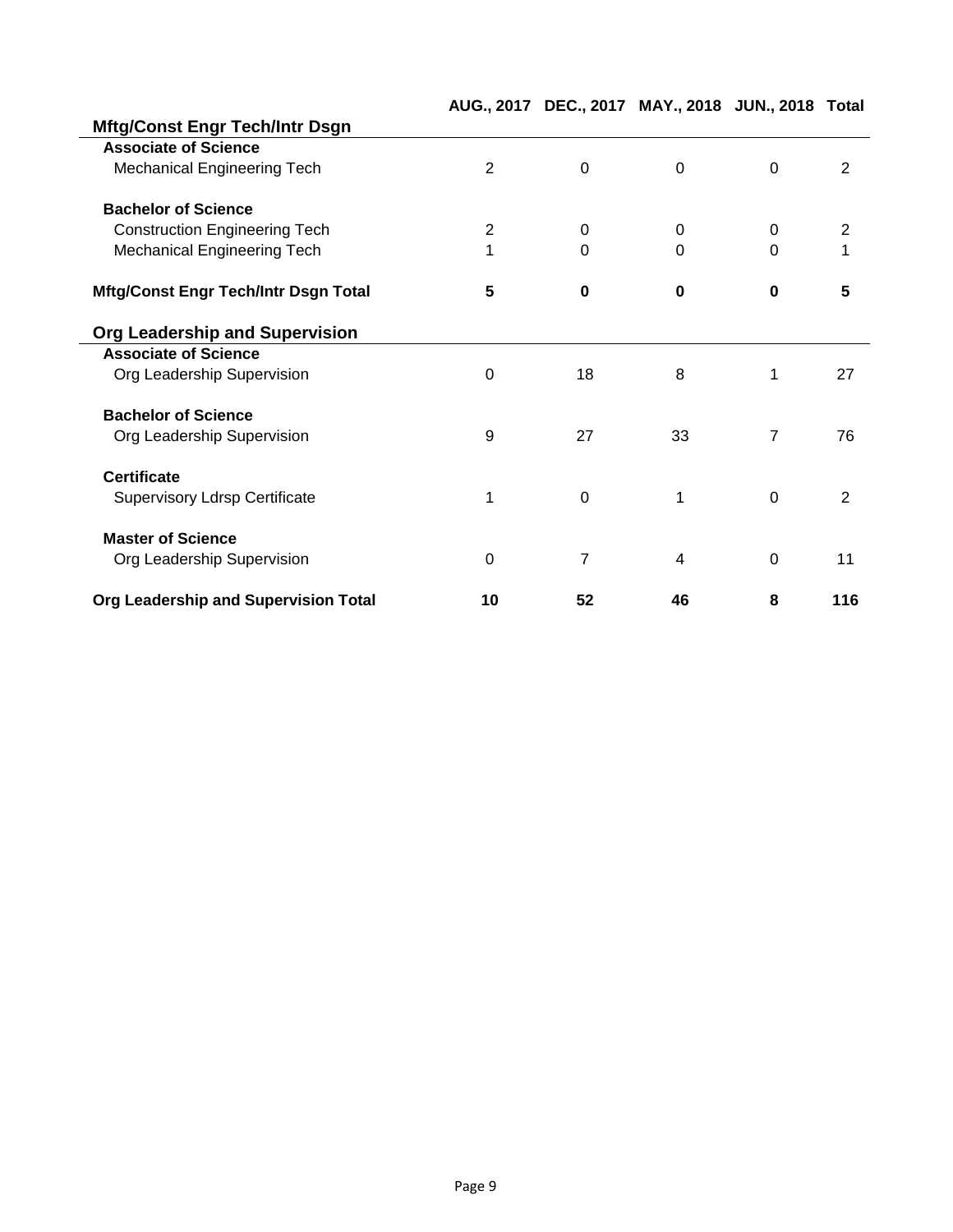| | AUG., 2017 | DEC., 2017 | MAY., 2018 | JUN., 2018 | Total |
|---|---|---|---|---|---|
| **Mftg/Const Engr Tech/Intr Dsgn** | | | | | |
| **Associate of Science** | | | | | |
| Mechanical Engineering Tech | 2 | 0 | 0 | 0 | 2 |
| **Bachelor of Science** | | | | | |
| Construction Engineering Tech | 2 | 0 | 0 | 0 | 2 |
| Mechanical Engineering Tech | 1 | 0 | 0 | 0 | 1 |
| **Mftg/Const Engr Tech/Intr Dsgn Total** | **5** | **0** | **0** | **0** | **5** |
| **Org Leadership and Supervision** | | | | | |
| **Associate of Science** | | | | | |
| Org Leadership Supervision | 0 | 18 | 8 | 1 | 27 |
| **Bachelor of Science** | | | | | |
| Org Leadership Supervision | 9 | 27 | 33 | 7 | 76 |
| **Certificate** | | | | | |
| Supervisory Ldrsp Certificate | 1 | 0 | 1 | 0 | 2 |
| **Master of Science** | | | | | |
| Org Leadership Supervision | 0 | 7 | 4 | 0 | 11 |
| **Org Leadership and Supervision Total** | **10** | **52** | **46** | **8** | **116** |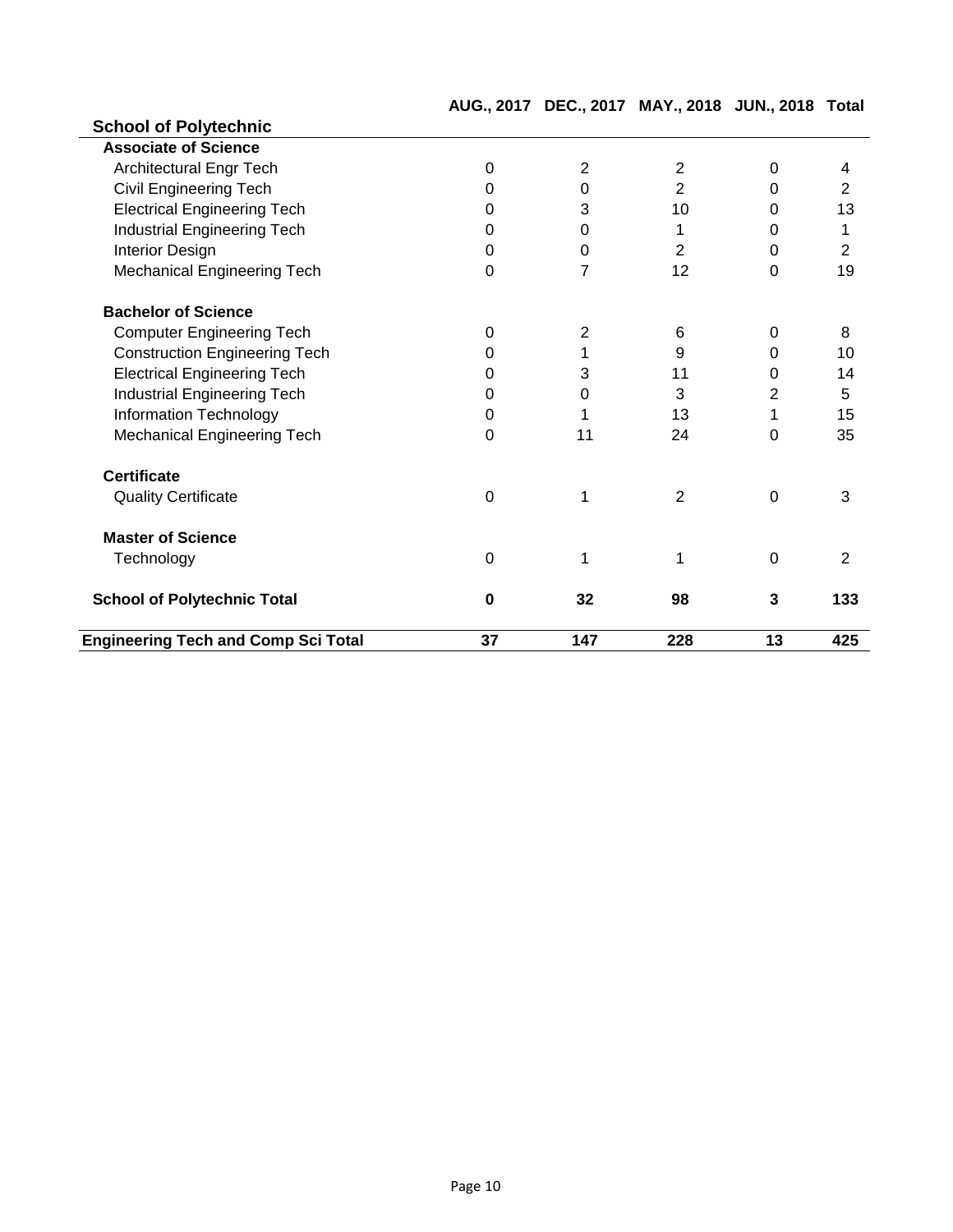| | AUG., 2017 | DEC., 2017 | MAY., 2018 | JUN., 2018 | Total |
|---|---|---|---|---|---|
| **School of Polytechnic** | | | | | |
| **Associate of Science** | | | | | |
| Architectural Engr Tech | 0 | 2 | 2 | 0 | 4 |
| Civil Engineering Tech | 0 | 0 | 2 | 0 | 2 |
| Electrical Engineering Tech | 0 | 3 | 10 | 0 | 13 |
| Industrial Engineering Tech | 0 | 0 | 1 | 0 | 1 |
| Interior Design | 0 | 0 | 2 | 0 | 2 |
| Mechanical Engineering Tech | 0 | 7 | 12 | 0 | 19 |
| **Bachelor of Science** | | | | | |
| Computer Engineering Tech | 0 | 2 | 6 | 0 | 8 |
| Construction Engineering Tech | 0 | 1 | 9 | 0 | 10 |
| Electrical Engineering Tech | 0 | 3 | 11 | 0 | 14 |
| Industrial Engineering Tech | 0 | 0 | 3 | 2 | 5 |
| Information Technology | 0 | 1 | 13 | 1 | 15 |
| Mechanical Engineering Tech | 0 | 11 | 24 | 0 | 35 |
| **Certificate** | | | | | |
| Quality Certificate | 0 | 1 | 2 | 0 | 3 |
| **Master of Science** | | | | | |
| Technology | 0 | 1 | 1 | 0 | 2 |
| **School of Polytechnic Total** | **0** | **32** | **98** | **3** | **133** |
| **Engineering Tech and Comp Sci Total** | **37** | **147** | **228** | **13** | **425** |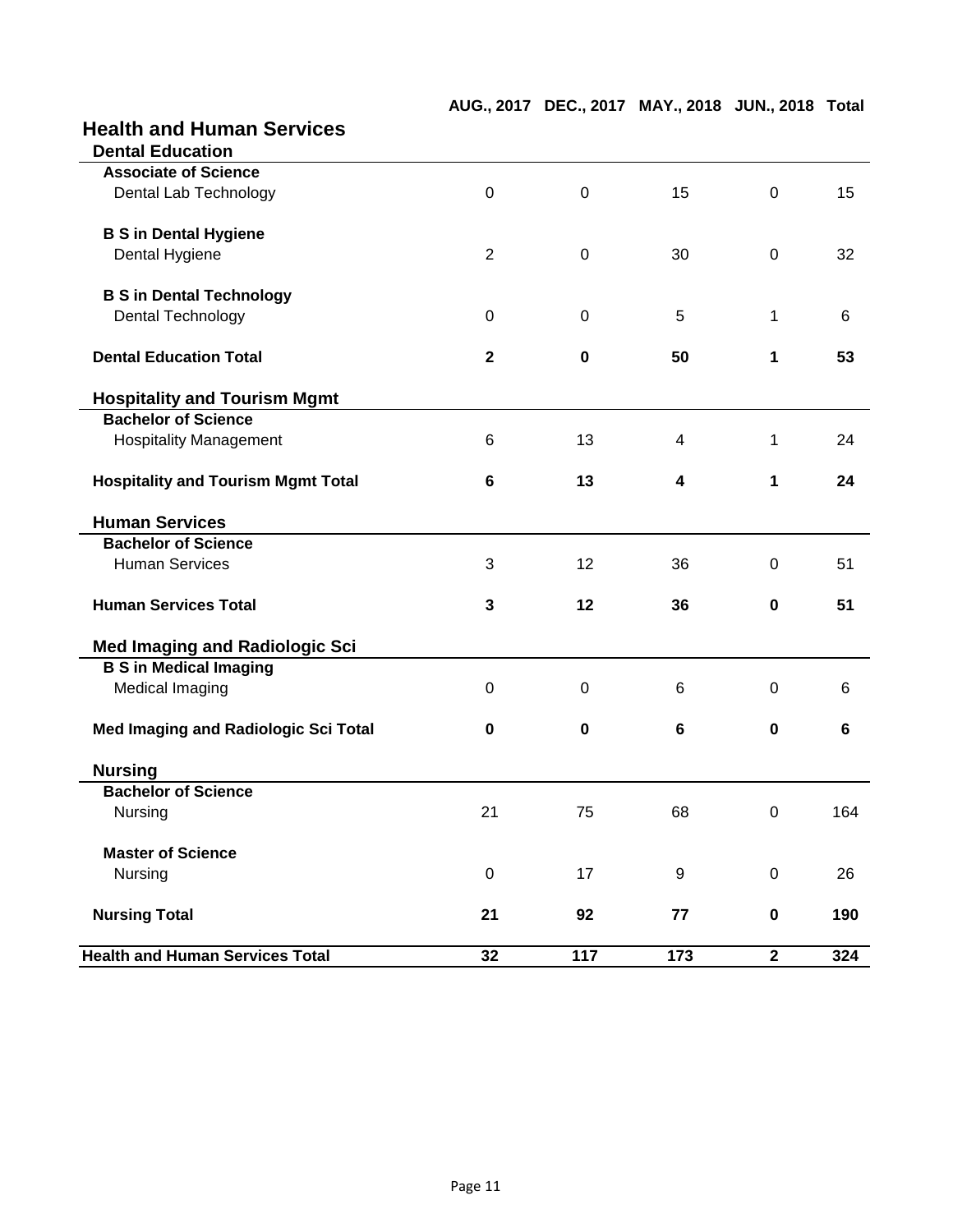## Health and Human Services

| | AUG., 2017 | DEC., 2017 | MAY., 2018 | JUN., 2018 | Total |
|---|---|---|---|---|---|
| **Dental Education** | | | | | |
| **Associate of Science** | | | | | |
| Dental Lab Technology | 0 | 0 | 15 | 0 | 15 |
| **B S in Dental Hygiene** | | | | | |
| Dental Hygiene | 2 | 0 | 30 | 0 | 32 |
| **B S in Dental Technology** | | | | | |
| Dental Technology | 0 | 0 | 5 | 1 | 6 |
| **Dental Education Total** | **2** | **0** | **50** | **1** | **53** |
| **Hospitality and Tourism Mgmt** | | | | | |
| **Bachelor of Science** | | | | | |
| Hospitality Management | 6 | 13 | 4 | 1 | 24 |
| **Hospitality and Tourism Mgmt Total** | **6** | **13** | **4** | **1** | **24** |
| **Human Services** | | | | | |
| **Bachelor of Science** | | | | | |
| Human Services | 3 | 12 | 36 | 0 | 51 |
| **Human Services Total** | **3** | **12** | **36** | **0** | **51** |
| **Med Imaging and Radiologic Sci** | | | | | |
| **B S in Medical Imaging** | | | | | |
| Medical Imaging | 0 | 0 | 6 | 0 | 6 |
| **Med Imaging and Radiologic Sci Total** | **0** | **0** | **6** | **0** | **6** |
| **Nursing** | | | | | |
| **Bachelor of Science** | | | | | |
| Nursing | 21 | 75 | 68 | 0 | 164 |
| **Master of Science** | | | | | |
| Nursing | 0 | 17 | 9 | 0 | 26 |
| **Nursing Total** | **21** | **92** | **77** | **0** | **190** |
| **Health and Human Services Total** | **32** | **117** | **173** | **2** | **324** |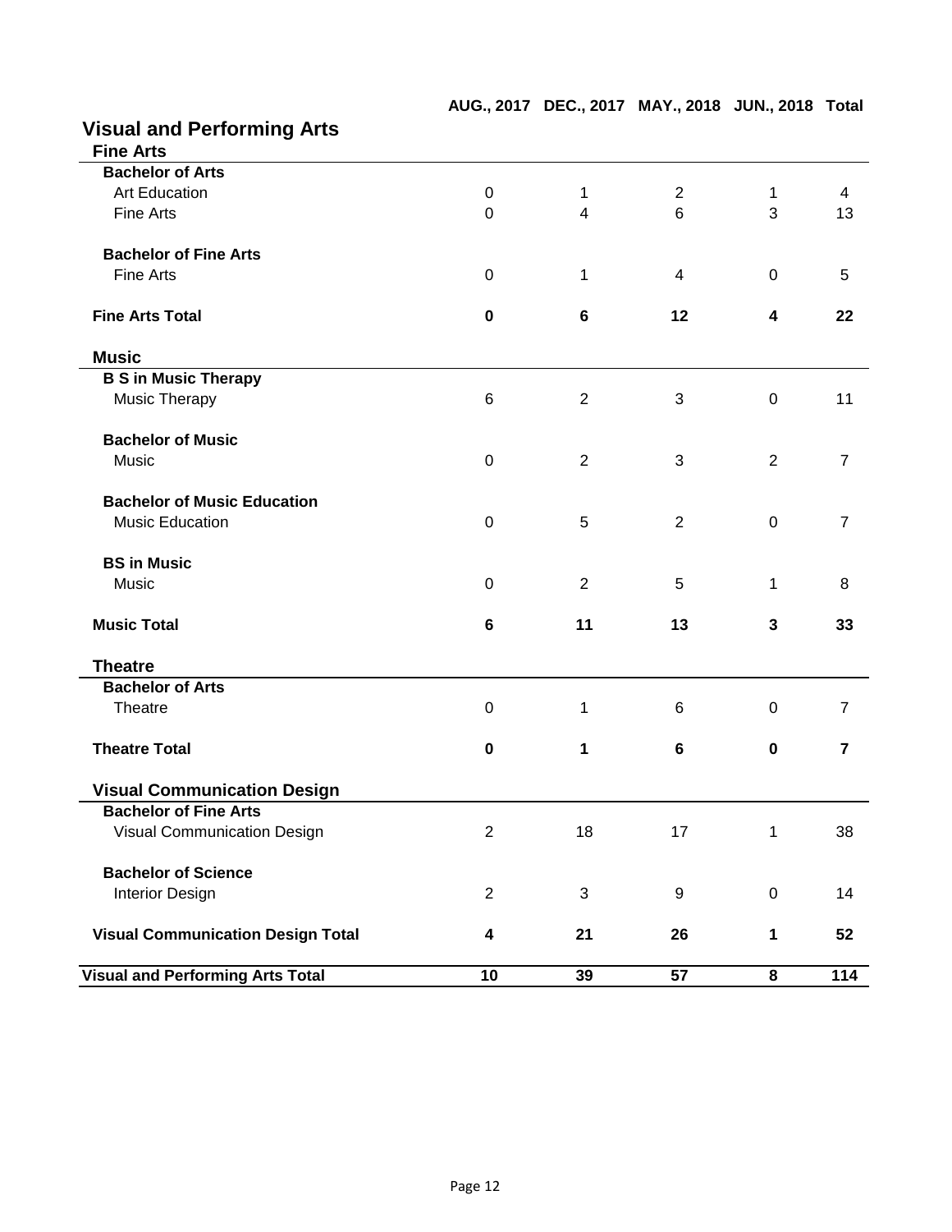| | AUG., 2017 | DEC., 2017 | MAY., 2018 | JUN., 2018 | Total |
|---|---|---|---|---|---|
| **Visual and Performing Arts** | | | | | |
| **Fine Arts** | | | | | |
| **Bachelor of Arts** | | | | | |
| Art Education | 0 | 1 | 2 | 1 | 4 |
| Fine Arts | 0 | 4 | 6 | 3 | 13 |
| **Bachelor of Fine Arts** | | | | | |
| Fine Arts | 0 | 1 | 4 | 0 | 5 |
| **Fine Arts Total** | **0** | **6** | **12** | **4** | **22** |
| **Music** | | | | | |
| **B S in Music Therapy** | | | | | |
| Music Therapy | 6 | 2 | 3 | 0 | 11 |
| **Bachelor of Music** | | | | | |
| Music | 0 | 2 | 3 | 2 | 7 |
| **Bachelor of Music Education** | | | | | |
| Music Education | 0 | 5 | 2 | 0 | 7 |
| **BS in Music** | | | | | |
| Music | 0 | 2 | 5 | 1 | 8 |
| **Music Total** | **6** | **11** | **13** | **3** | **33** |
| **Theatre** | | | | | |
| **Bachelor of Arts** | | | | | |
| Theatre | 0 | 1 | 6 | 0 | 7 |
| **Theatre Total** | **0** | **1** | **6** | **0** | **7** |
| **Visual Communication Design** | | | | | |
| **Bachelor of Fine Arts** | | | | | |
| Visual Communication Design | 2 | 18 | 17 | 1 | 38 |
| **Bachelor of Science** | | | | | |
| Interior Design | 2 | 3 | 9 | 0 | 14 |
| **Visual Communication Design Total** | **4** | **21** | **26** | **1** | **52** |
| **Visual and Performing Arts Total** | **10** | **39** | **57** | **8** | **114** |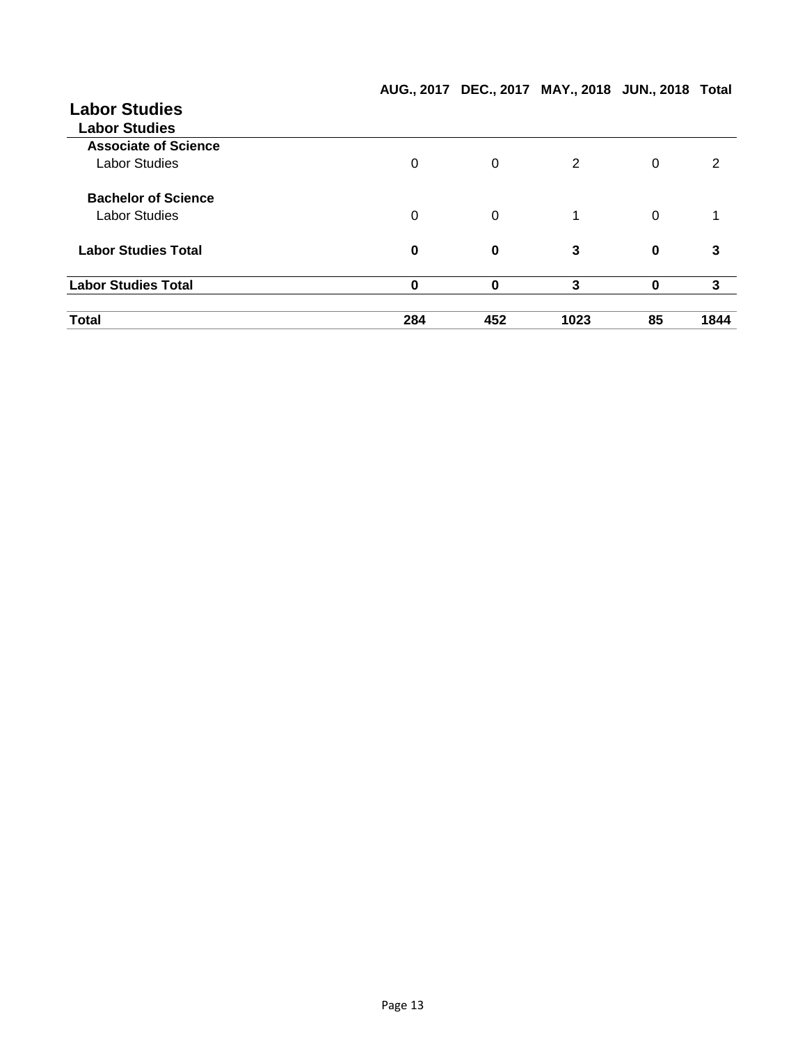| | AUG., 2017 | DEC., 2017 | MAY., 2018 | JUN., 2018 | Total |
|---|---|---|---|---|---|
| **Labor Studies** | | | | | |
| **Labor Studies** | | | | | |
| **Associate of Science** | | | | | |
| Labor Studies | 0 | 0 | 2 | 0 | 2 |
| **Bachelor of Science** | | | | | |
| Labor Studies | 0 | 0 | 1 | 0 | 1 |
| **Labor Studies Total** | **0** | **0** | **3** | **0** | **3** |
| **Labor Studies Total** | **0** | **0** | **3** | **0** | **3** |
| **Total** | **284** | **452** | **1023** | **85** | **1844** |